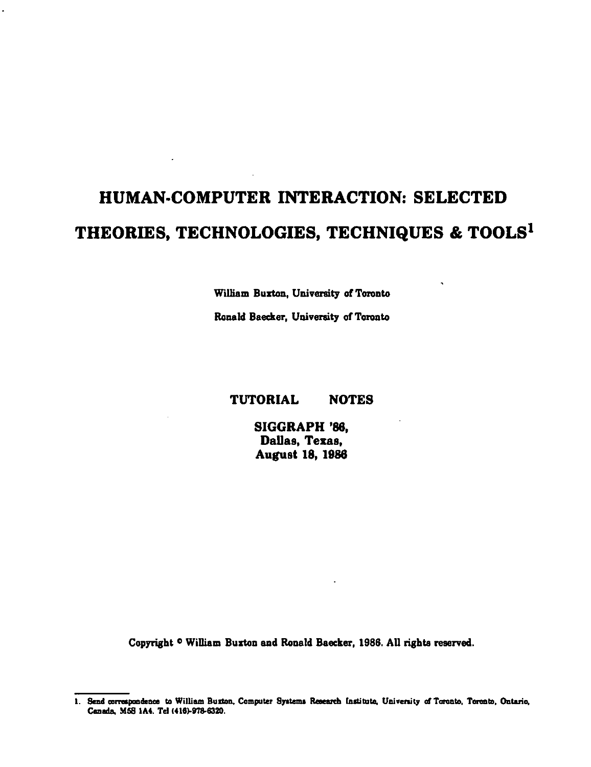# HUMAN-COMPUTER INTERACTION: SELECTED THEORIES, TECHNOLOGIES, TECHNIQUES & TOOLS[1]

William Buxton, University of Toronto

Ronald Baecker, University of Toronto

**TUTORIAL NOTES**

**SIGGRAPH '86,**
**Dallas, Texas,**
**August 18, 1986**

Copyright © William Buxton and Ronald Baecker, 1986. All rights reserved.

---

1. Send correspondence to William Buxton, Computer Systems Research Institute, University of Toronto, Toronto, Ontario, Canada, M5S 1A4. Tel (416)-978-6320.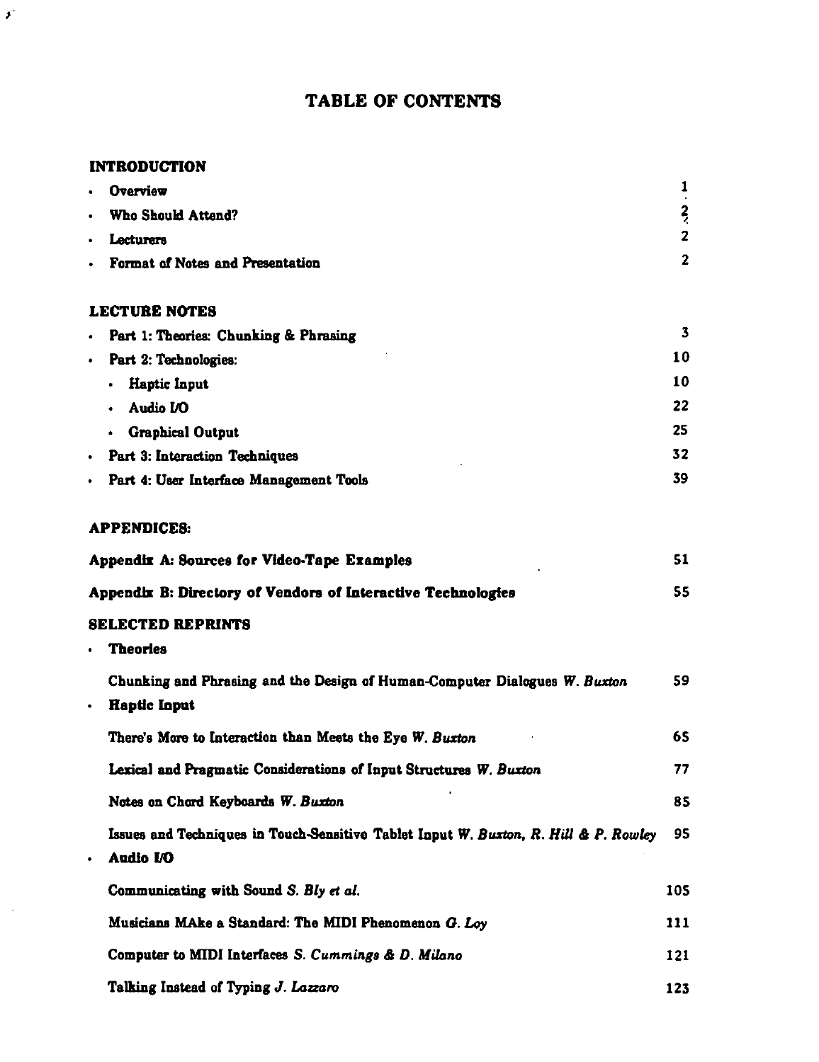# TABLE OF CONTENTS

## INTRODUCTION

- Overview 1
- Who Should Attend? 2
- Lecturers 2
- Format of Notes and Presentation 2

## LECTURE NOTES

- Part 1: Theories: Chunking & Phrasing 3
- Part 2: Technologies: 10
  - Haptic Input 10
  - Audio I/O 22
  - Graphical Output 25
- Part 3: Interaction Techniques 32
- Part 4: User Interface Management Tools 39

## APPENDICES:

Appendix A: Sources for Video-Tape Examples 51

Appendix B: Directory of Vendors of Interactive Technologies 55

## SELECTED REPRINTS

- **Theories**

  Chunking and Phrasing and the Design of Human-Computer Dialogues *W. Buxton* 59

- **Haptic Input**

  There's More to Interaction than Meets the Eye *W. Buxton* 65

  Lexical and Pragmatic Considerations of Input Structures *W. Buxton* 77

  Notes on Chord Keyboards *W. Buxton* 85

  Issues and Techniques in Touch-Sensitive Tablet Input *W. Buxton, R. Hill & P. Rowley* 95

- **Audio I/O**

  Communicating with Sound *S. Bly et al.* 105

  Musicians MAke a Standard: The MIDI Phenomenon *G. Loy* 111

  Computer to MIDI Interfaces *S. Cummings & D. Milano* 121

  Talking Instead of Typing *J. Lazzaro* 123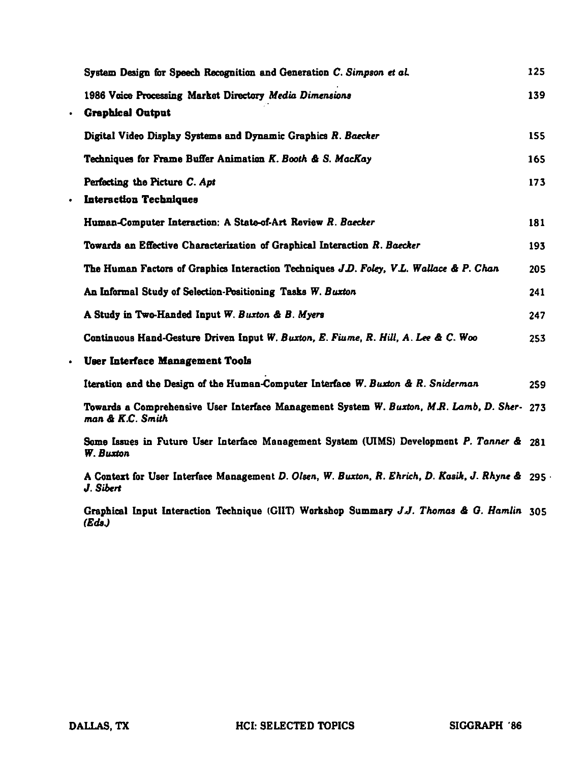System Design for Speech Recognition and Generation *C. Simpson et al.* 125

1986 Voice Processing Market Directory *Media Dimensions* 139

- **Graphical Output**

Digital Video Display Systems and Dynamic Graphics *R. Baecker* 155

Techniques for Frame Buffer Animation *K. Booth & S. MacKay* 165

Perfecting the Picture *C. Apt* 173

- **Interaction Techniques**

Human-Computer Interaction: A State-of-Art Review *R. Baecker* 181

Towards an Effective Characterization of Graphical Interaction *R. Baecker* 193

The Human Factors of Graphics Interaction Techniques *J.D. Foley, V.L. Wallace & P. Chan* 205

An Informal Study of Selection-Positioning Tasks *W. Buxton* 241

A Study in Two-Handed Input *W. Buxton & B. Myers* 247

Continuous Hand-Gesture Driven Input *W. Buxton, E. Fiume, R. Hill, A. Lee & C. Woo* 253

- **User Interface Management Tools**

Iteration and the Design of the Human-Computer Interface *W. Buxton & R. Sniderman* 259

Towards a Comprehensive User Interface Management System *W. Buxton, M.R. Lamb, D. Sherman & K.C. Smith* 273

Some Issues in Future User Interface Management System (UIMS) Development *P. Tanner & W. Buxton* 281

A Context for User Interface Management *D. Olsen, W. Buxton, R. Ehrich, D. Kasik, J. Rhyne & J. Sibert* 295

Graphical Input Interaction Technique (GIIT) Workshop Summary *J.J. Thomas & G. Hamlin (Eds.)* 305